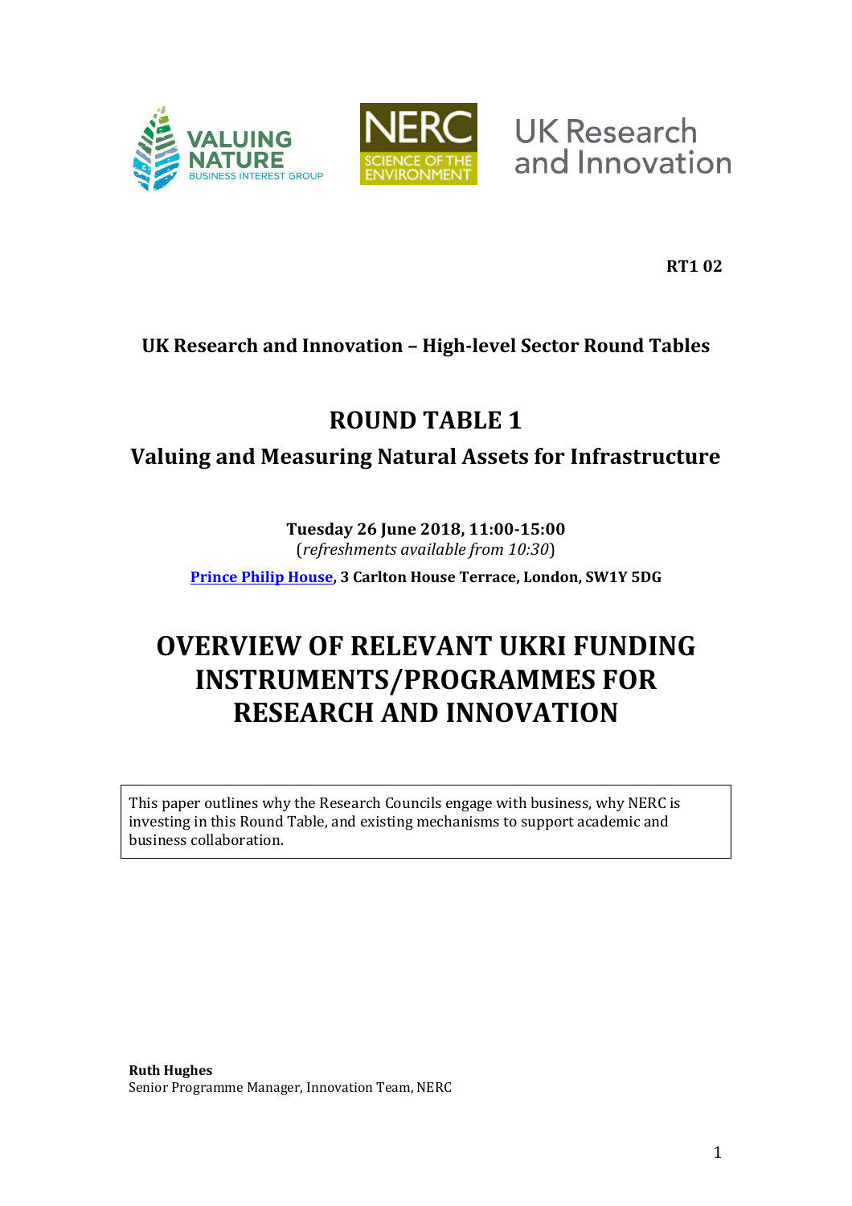**RT1 02**

### UK Research and Innovation – High-level Sector Round Tables

## ROUND TABLE 1

### Valuing and Measuring Natural Assets for Infrastructure

**Tuesday 26 June 2018, 11:00-15:00**
(*refreshments available from 10:30*)

**Prince Philip House, 3 Carlton House Terrace, London, SW1Y 5DG**

# OVERVIEW OF RELEVANT UKRI FUNDING INSTRUMENTS/PROGRAMMES FOR RESEARCH AND INNOVATION

This paper outlines why the Research Councils engage with business, why NERC is investing in this Round Table, and existing mechanisms to support academic and business collaboration.

**Ruth Hughes**
Senior Programme Manager, Innovation Team, NERC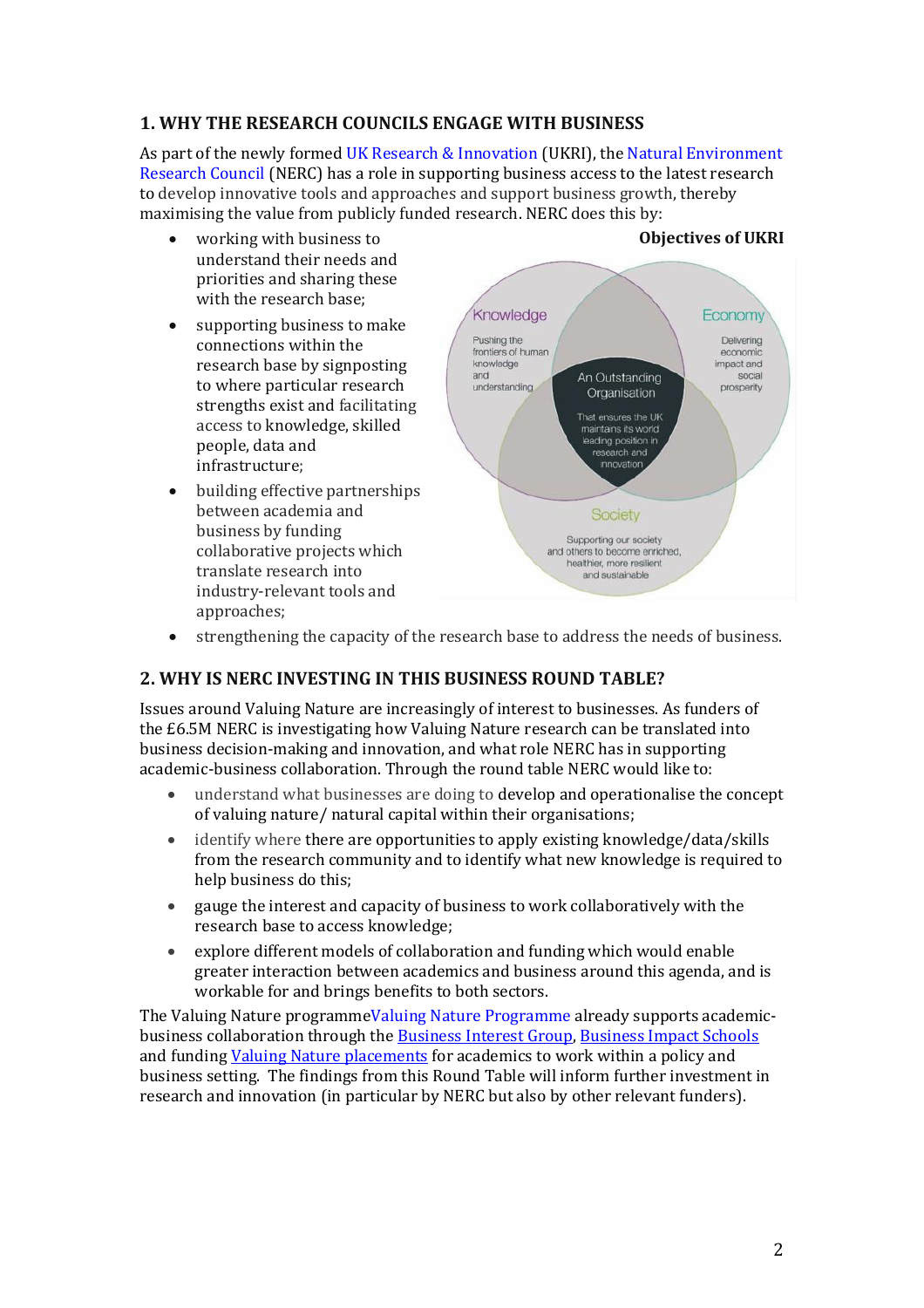## 1. WHY THE RESEARCH COUNCILS ENGAGE WITH BUSINESS

As part of the newly formed UK Research & Innovation (UKRI), the Natural Environment Research Council (NERC) has a role in supporting business access to the latest research to develop innovative tools and approaches and support business growth, thereby maximising the value from publicly funded research. NERC does this by:

- working with business to understand their needs and priorities and sharing these with the research base;
- supporting business to make connections within the research base by signposting to where particular research strengths exist and facilitating access to knowledge, skilled people, data and infrastructure;
- building effective partnerships between academia and business by funding collaborative projects which translate research into industry-relevant tools and approaches;
- strengthening the capacity of the research base to address the needs of business.

**Objectives of UKRI**

Knowledge – Pushing the frontiers of human knowledge and understanding

Economy – Delivering economic impact and social prosperity

Society – Supporting our society and others to become enriched, healthier, more resilient and sustainable

An Outstanding Organisation – That ensures the UK maintains its world leading position in research and innovation

## 2. WHY IS NERC INVESTING IN THIS BUSINESS ROUND TABLE?

Issues around Valuing Nature are increasingly of interest to businesses. As funders of the £6.5M NERC is investigating how Valuing Nature research can be translated into business decision-making and innovation, and what role NERC has in supporting academic-business collaboration. Through the round table NERC would like to:

- understand what businesses are doing to develop and operationalise the concept of valuing nature/ natural capital within their organisations;
- identify where there are opportunities to apply existing knowledge/data/skills from the research community and to identify what new knowledge is required to help business do this;
- gauge the interest and capacity of business to work collaboratively with the research base to access knowledge;
- explore different models of collaboration and funding which would enable greater interaction between academics and business around this agenda, and is workable for and brings benefits to both sectors.

The Valuing Nature programmeValuing Nature Programme already supports academic-business collaboration through the Business Interest Group, Business Impact Schools and funding Valuing Nature placements for academics to work within a policy and business setting. The findings from this Round Table will inform further investment in research and innovation (in particular by NERC but also by other relevant funders).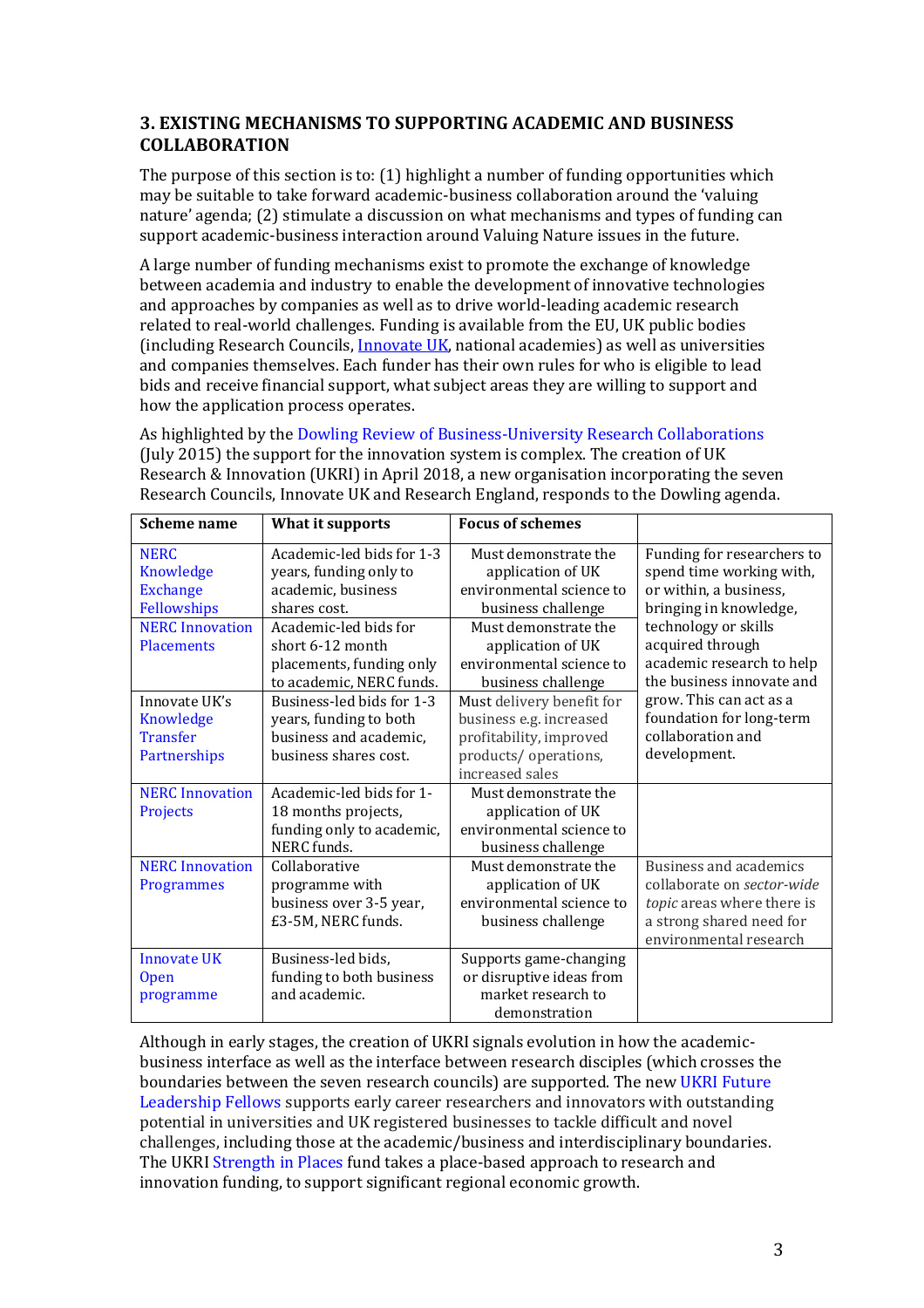## 3. EXISTING MECHANISMS TO SUPPORTING ACADEMIC AND BUSINESS COLLABORATION

The purpose of this section is to: (1) highlight a number of funding opportunities which may be suitable to take forward academic-business collaboration around the 'valuing nature' agenda; (2) stimulate a discussion on what mechanisms and types of funding can support academic-business interaction around Valuing Nature issues in the future.

A large number of funding mechanisms exist to promote the exchange of knowledge between academia and industry to enable the development of innovative technologies and approaches by companies as well as to drive world-leading academic research related to real-world challenges. Funding is available from the EU, UK public bodies (including Research Councils, Innovate UK, national academies) as well as universities and companies themselves. Each funder has their own rules for who is eligible to lead bids and receive financial support, what subject areas they are willing to support and how the application process operates.

As highlighted by the Dowling Review of Business-University Research Collaborations (July 2015) the support for the innovation system is complex. The creation of UK Research & Innovation (UKRI) in April 2018, a new organisation incorporating the seven Research Councils, Innovate UK and Research England, responds to the Dowling agenda.

| Scheme name | What it supports | Focus of schemes | |
|---|---|---|---|
| NERC Knowledge Exchange Fellowships | Academic-led bids for 1-3 years, funding only to academic, business shares cost. | Must demonstrate the application of UK environmental science to business challenge | Funding for researchers to spend time working with, or within, a business, bringing in knowledge, technology or skills acquired through academic research to help the business innovate and grow. This can act as a foundation for long-term collaboration and development. |
| NERC Innovation Placements | Academic-led bids for short 6-12 month placements, funding only to academic, NERC funds. | Must demonstrate the application of UK environmental science to business challenge | |
| Innovate UK's Knowledge Transfer Partnerships | Business-led bids for 1-3 years, funding to both business and academic, business shares cost. | Must delivery benefit for business e.g. increased profitability, improved products/ operations, increased sales | |
| NERC Innovation Projects | Academic-led bids for 1-18 months projects, funding only to academic, NERC funds. | Must demonstrate the application of UK environmental science to business challenge | |
| NERC Innovation Programmes | Collaborative programme with business over 3-5 year, £3-5M, NERC funds. | Must demonstrate the application of UK environmental science to business challenge | Business and academics collaborate on *sector-wide topic* areas where there is a strong shared need for environmental research |
| Innovate UK Open programme | Business-led bids, funding to both business and academic. | Supports game-changing or disruptive ideas from market research to demonstration | |

Although in early stages, the creation of UKRI signals evolution in how the academic-business interface as well as the interface between research disciples (which crosses the boundaries between the seven research councils) are supported. The new UKRI Future Leadership Fellows supports early career researchers and innovators with outstanding potential in universities and UK registered businesses to tackle difficult and novel challenges, including those at the academic/business and interdisciplinary boundaries. The UKRI Strength in Places fund takes a place-based approach to research and innovation funding, to support significant regional economic growth.